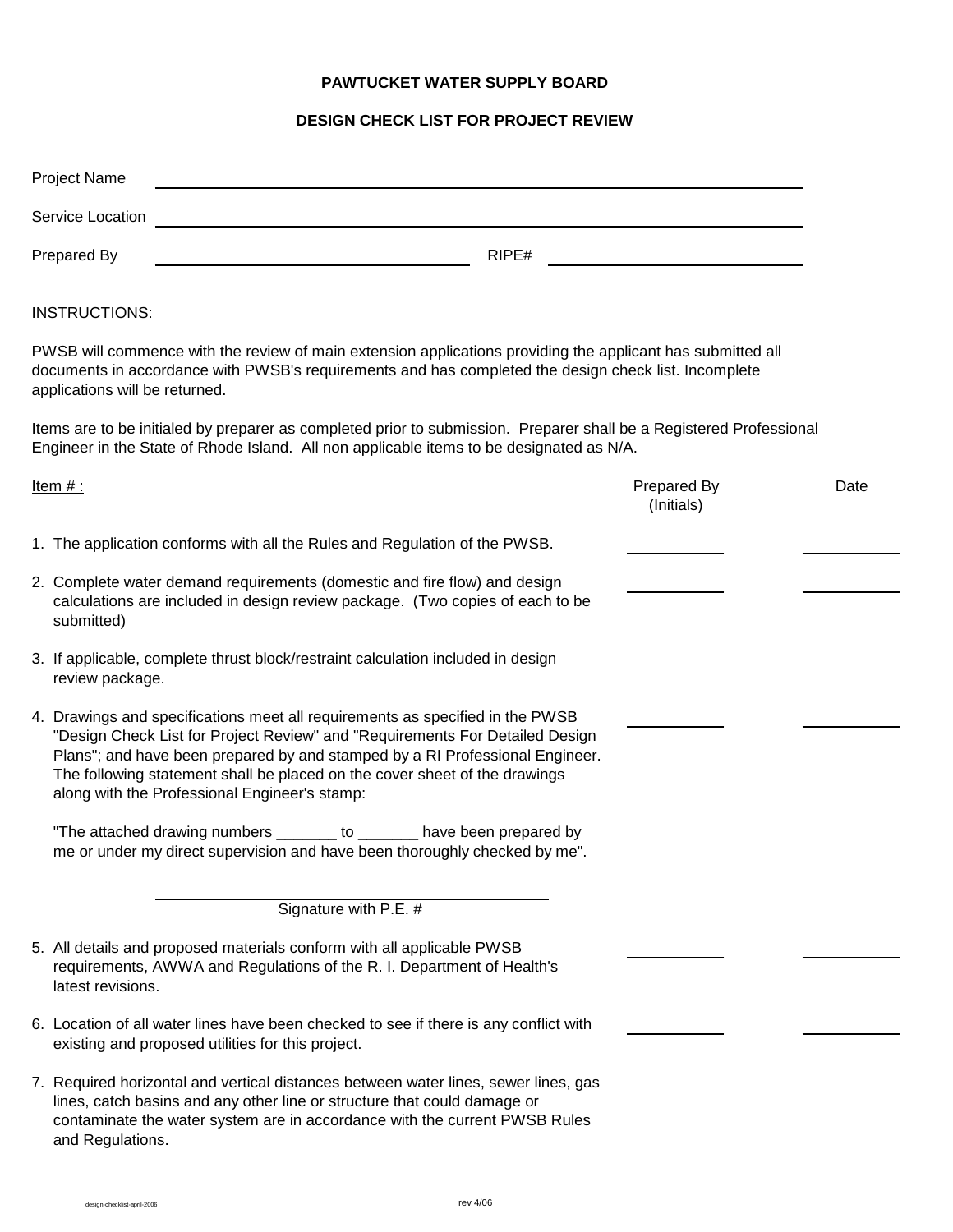# PAWTUCKET WATER SUPPLY BOARD

## DESIGN CHECK LIST FOR PROJECT REVIEW

Project Name ______________________________________________

Service Location ______________________________________________

Prepared By ______________________ RIPE# ______________________

INSTRUCTIONS:

PWSB will commence with the review of main extension applications providing the applicant has submitted all documents in accordance with PWSB's requirements and has completed the design check list. Incomplete applications will be returned.

Items are to be initialed by preparer as completed prior to submission. Preparer shall be a Registered Professional Engineer in the State of Rhode Island. All non applicable items to be designated as N/A.

| Item # : | Prepared By (Initials) | Date |
|---|---|---|
| 1. The application conforms with all the Rules and Regulation of the PWSB. | ________ | ________ |
| 2. Complete water demand requirements (domestic and fire flow) and design calculations are included in design review package. (Two copies of each to be submitted) | ________ | ________ |
| 3. If applicable, complete thrust block/restraint calculation included in design review package. | ________ | ________ |
| 4. Drawings and specifications meet all requirements as specified in the PWSB "Design Check List for Project Review" and "Requirements For Detailed Design Plans"; and have been prepared by and stamped by a RI Professional Engineer. The following statement shall be placed on the cover sheet of the drawings along with the Professional Engineer's stamp:<br><br>"The attached drawing numbers _______ to _______ have been prepared by me or under my direct supervision and have been thoroughly checked by me".<br><br>______________________________<br>Signature with P.E. # | ________ | ________ |
| 5. All details and proposed materials conform with all applicable PWSB requirements, AWWA and Regulations of the R. I. Department of Health's latest revisions. | ________ | ________ |
| 6. Location of all water lines have been checked to see if there is any conflict with existing and proposed utilities for this project. | ________ | ________ |
| 7. Required horizontal and vertical distances between water lines, sewer lines, gas lines, catch basins and any other line or structure that could damage or contaminate the water system are in accordance with the current PWSB Rules and Regulations. | ________ | ________ |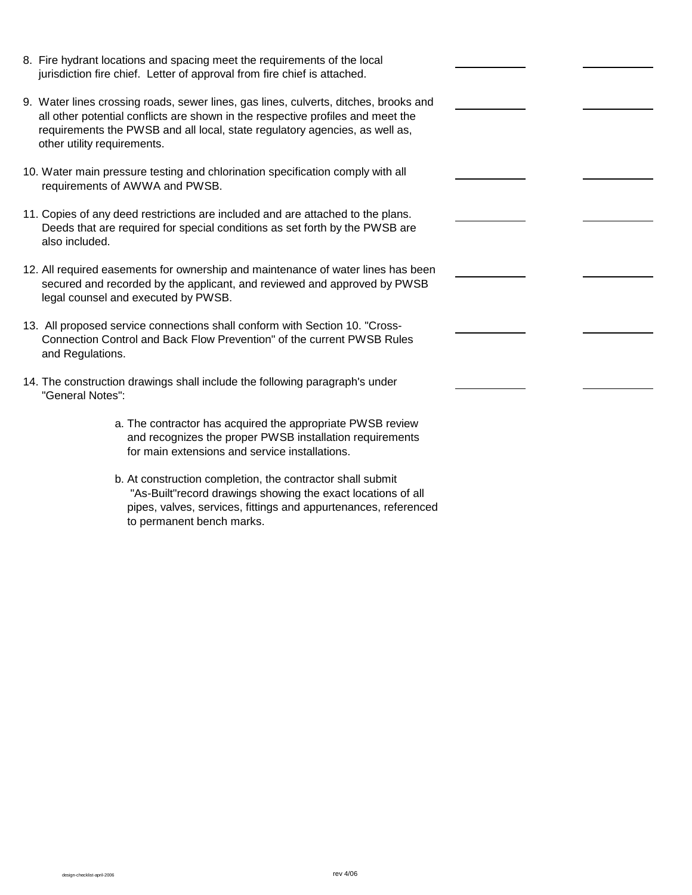8. Fire hydrant locations and spacing meet the requirements of the local jurisdiction fire chief. Letter of approval from fire chief is attached. \_\_\_\_\_\_\_\_\_\_ \_\_\_\_\_\_\_\_\_\_

9. Water lines crossing roads, sewer lines, gas lines, culverts, ditches, brooks and all other potential conflicts are shown in the respective profiles and meet the requirements the PWSB and all local, state regulatory agencies, as well as, other utility requirements. \_\_\_\_\_\_\_\_\_\_ \_\_\_\_\_\_\_\_\_\_

10. Water main pressure testing and chlorination specification comply with all requirements of AWWA and PWSB. \_\_\_\_\_\_\_\_\_\_ \_\_\_\_\_\_\_\_\_\_

11. Copies of any deed restrictions are included and are attached to the plans. Deeds that are required for special conditions as set forth by the PWSB are also included. \_\_\_\_\_\_\_\_\_\_ \_\_\_\_\_\_\_\_\_\_

12. All required easements for ownership and maintenance of water lines has been secured and recorded by the applicant, and reviewed and approved by PWSB legal counsel and executed by PWSB. \_\_\_\_\_\_\_\_\_\_ \_\_\_\_\_\_\_\_\_\_

13. All proposed service connections shall conform with Section 10. "Cross-Connection Control and Back Flow Prevention" of the current PWSB Rules and Regulations. \_\_\_\_\_\_\_\_\_\_ \_\_\_\_\_\_\_\_\_\_

14. The construction drawings shall include the following paragraph's under "General Notes": \_\_\_\_\_\_\_\_\_\_ \_\_\_\_\_\_\_\_\_\_

    a. The contractor has acquired the appropriate PWSB review and recognizes the proper PWSB installation requirements for main extensions and service installations.

    b. At construction completion, the contractor shall submit "As-Built"record drawings showing the exact locations of all pipes, valves, services, fittings and appurtenances, referenced to permanent bench marks.

design-checklist-april-2006 rev 4/06